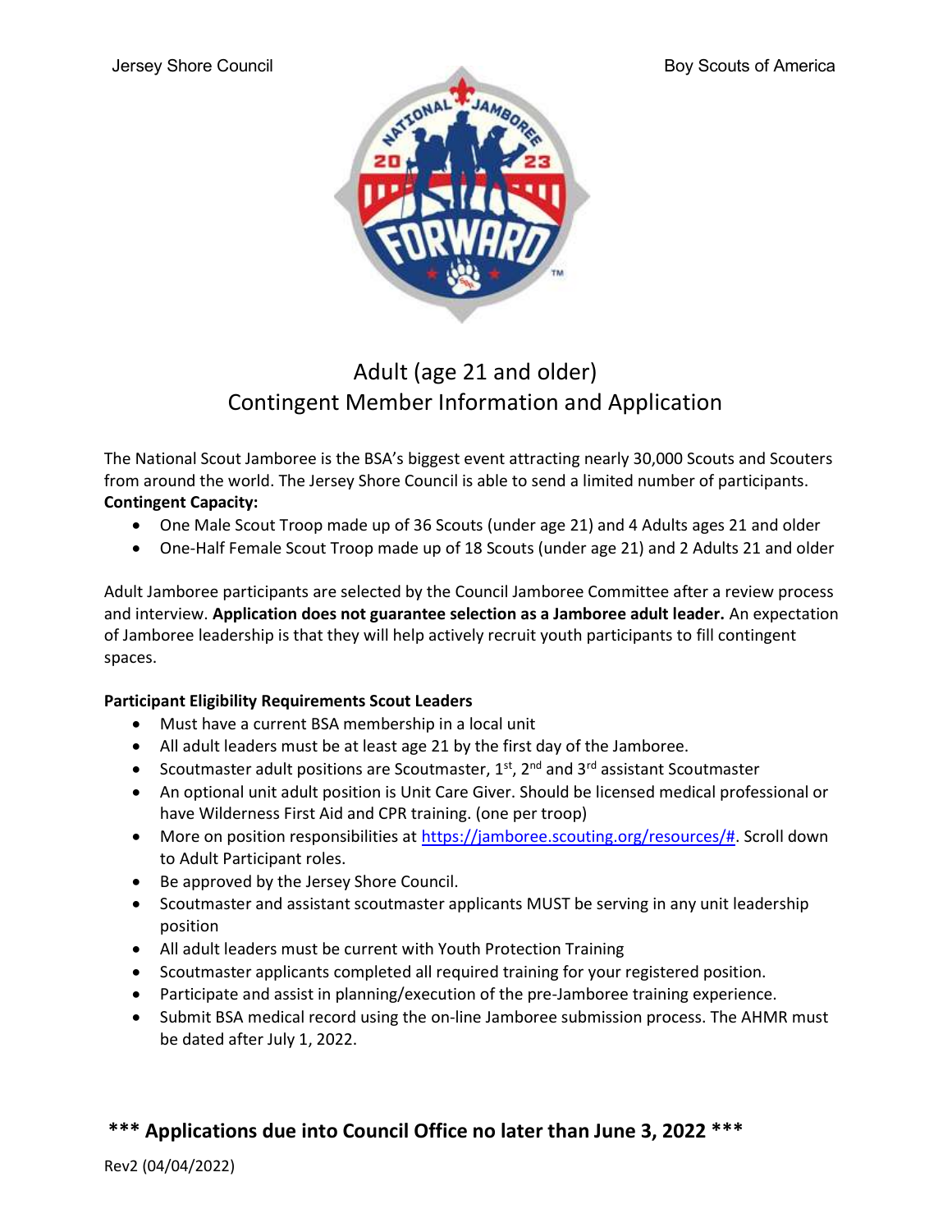Jersey Shore Council Boy Scouts of America

# Adult (age 21 and older)
# Contingent Member Information and Application

The National Scout Jamboree is the BSA's biggest event attracting nearly 30,000 Scouts and Scouters from around the world. The Jersey Shore Council is able to send a limited number of participants.
**Contingent Capacity:**

- One Male Scout Troop made up of 36 Scouts (under age 21) and 4 Adults ages 21 and older
- One-Half Female Scout Troop made up of 18 Scouts (under age 21) and 2 Adults 21 and older

Adult Jamboree participants are selected by the Council Jamboree Committee after a review process and interview. **Application does not guarantee selection as a Jamboree adult leader.** An expectation of Jamboree leadership is that they will help actively recruit youth participants to fill contingent spaces.

**Participant Eligibility Requirements Scout Leaders**

- Must have a current BSA membership in a local unit
- All adult leaders must be at least age 21 by the first day of the Jamboree.
- Scoutmaster adult positions are Scoutmaster, 1st, 2nd and 3rd assistant Scoutmaster
- An optional unit adult position is Unit Care Giver. Should be licensed medical professional or have Wilderness First Aid and CPR training. (one per troop)
- More on position responsibilities at [https://jamboree.scouting.org/resources/#](https://jamboree.scouting.org/resources/#). Scroll down to Adult Participant roles.
- Be approved by the Jersey Shore Council.
- Scoutmaster and assistant scoutmaster applicants MUST be serving in any unit leadership position
- All adult leaders must be current with Youth Protection Training
- Scoutmaster applicants completed all required training for your registered position.
- Participate and assist in planning/execution of the pre-Jamboree training experience.
- Submit BSA medical record using the on-line Jamboree submission process. The AHMR must be dated after July 1, 2022.

**\*\*\* Applications due into Council Office no later than June 3, 2022 \*\*\***

Rev2 (04/04/2022)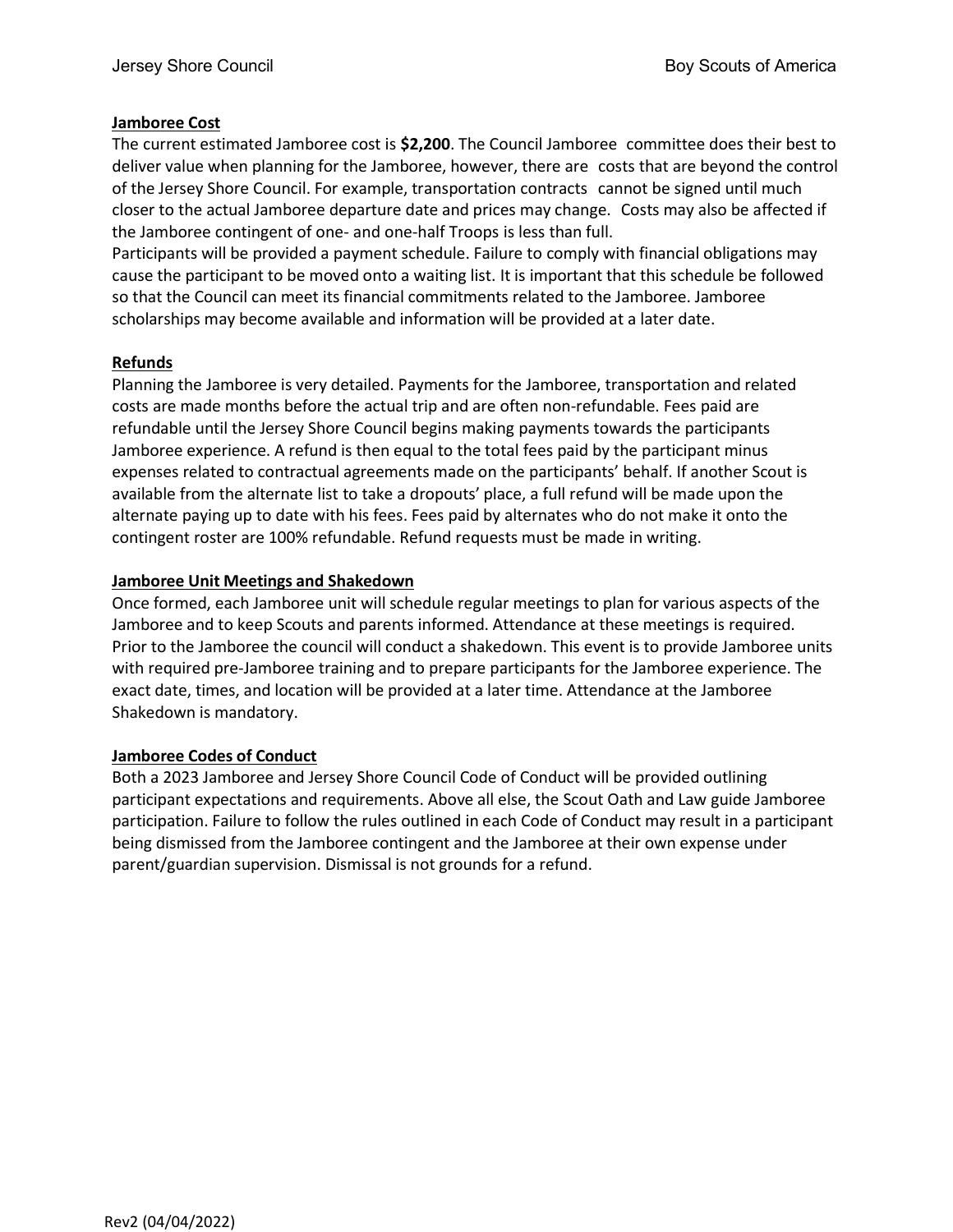## Jamboree Cost

The current estimated Jamboree cost is **$2,200**. The Council Jamboree committee does their best to deliver value when planning for the Jamboree, however, there are costs that are beyond the control of the Jersey Shore Council. For example, transportation contracts cannot be signed until much closer to the actual Jamboree departure date and prices may change. Costs may also be affected if the Jamboree contingent of one- and one-half Troops is less than full.

Participants will be provided a payment schedule. Failure to comply with financial obligations may cause the participant to be moved onto a waiting list. It is important that this schedule be followed so that the Council can meet its financial commitments related to the Jamboree. Jamboree scholarships may become available and information will be provided at a later date.

## Refunds

Planning the Jamboree is very detailed. Payments for the Jamboree, transportation and related costs are made months before the actual trip and are often non-refundable. Fees paid are refundable until the Jersey Shore Council begins making payments towards the participants Jamboree experience. A refund is then equal to the total fees paid by the participant minus expenses related to contractual agreements made on the participants' behalf. If another Scout is available from the alternate list to take a dropouts' place, a full refund will be made upon the alternate paying up to date with his fees. Fees paid by alternates who do not make it onto the contingent roster are 100% refundable. Refund requests must be made in writing.

## Jamboree Unit Meetings and Shakedown

Once formed, each Jamboree unit will schedule regular meetings to plan for various aspects of the Jamboree and to keep Scouts and parents informed. Attendance at these meetings is required. Prior to the Jamboree the council will conduct a shakedown. This event is to provide Jamboree units with required pre-Jamboree training and to prepare participants for the Jamboree experience. The exact date, times, and location will be provided at a later time. Attendance at the Jamboree Shakedown is mandatory.

## Jamboree Codes of Conduct

Both a 2023 Jamboree and Jersey Shore Council Code of Conduct will be provided outlining participant expectations and requirements. Above all else, the Scout Oath and Law guide Jamboree participation. Failure to follow the rules outlined in each Code of Conduct may result in a participant being dismissed from the Jamboree contingent and the Jamboree at their own expense under parent/guardian supervision. Dismissal is not grounds for a refund.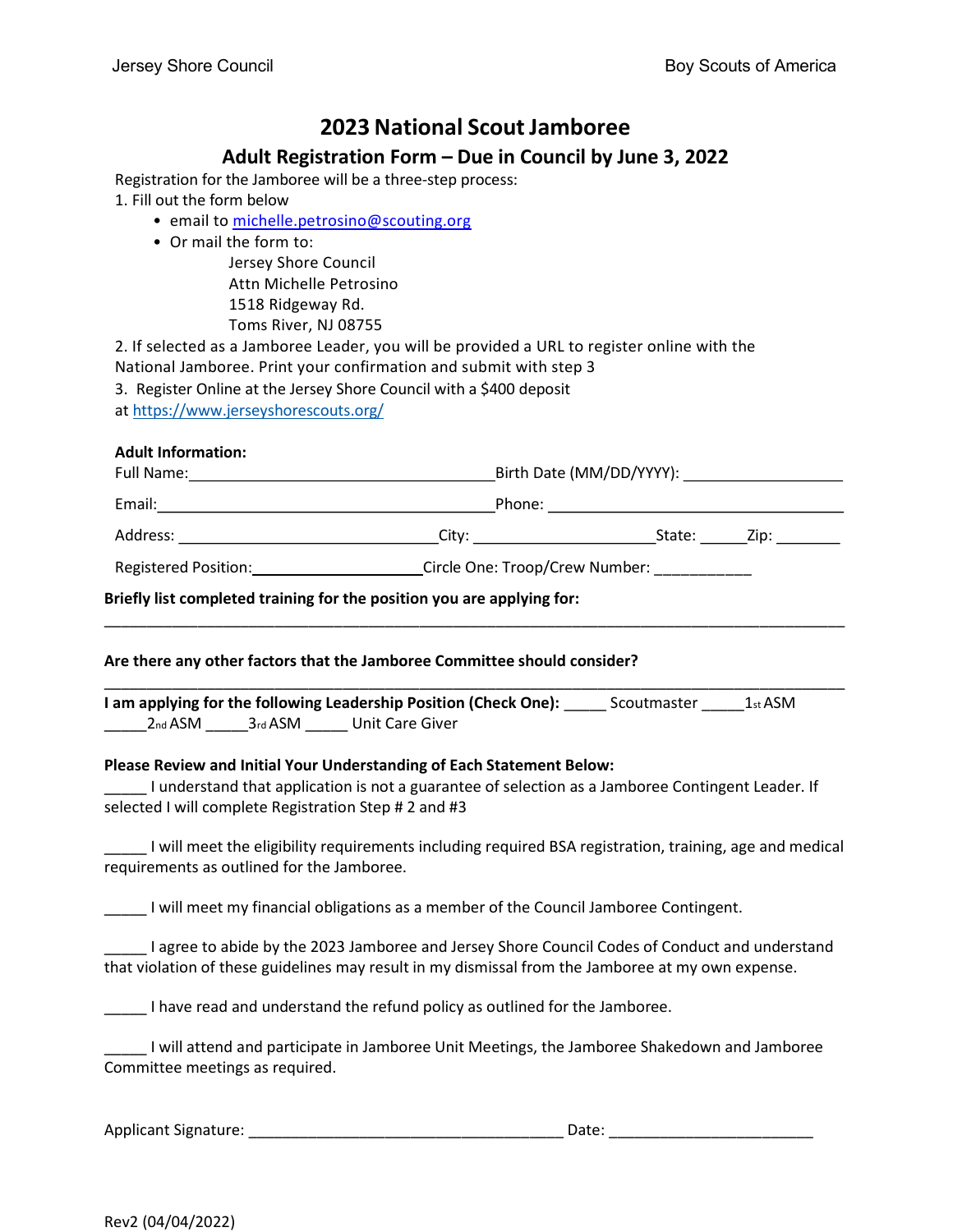# 2023 National Scout Jamboree

## Adult Registration Form – Due in Council by June 3, 2022

Registration for the Jamboree will be a three-step process:

1. Fill out the form below
   - email to michelle.petrosino@scouting.org
   - Or mail the form to:

     Jersey Shore Council
     Attn Michelle Petrosino
     1518 Ridgeway Rd.
     Toms River, NJ 08755

2. If selected as a Jamboree Leader, you will be provided a URL to register online with the National Jamboree. Print your confirmation and submit with step 3
3. Register Online at the Jersey Shore Council with a $400 deposit at https://www.jerseyshorescouts.org/

**Adult Information:**

Full Name:____________________________________ Birth Date (MM/DD/YYYY): __________________

Email:________________________________________ Phone: ___________________________________

Address: ______________________________ City: _____________________ State: _____ Zip: _______

Registered Position:____________________ Circle One: Troop/Crew Number: ___________

**Briefly list completed training for the position you are applying for:**

_______________________________________________________________________________

**Are there any other factors that the Jamboree Committee should consider?**

_______________________________________________________________________________

**I am applying for the following Leadership Position (Check One):** _____ Scoutmaster _____1st ASM _____2nd ASM _____3rd ASM _____ Unit Care Giver

**Please Review and Initial Your Understanding of Each Statement Below:**

_____ I understand that application is not a guarantee of selection as a Jamboree Contingent Leader. If selected I will complete Registration Step # 2 and #3

_____ I will meet the eligibility requirements including required BSA registration, training, age and medical requirements as outlined for the Jamboree.

_____ I will meet my financial obligations as a member of the Council Jamboree Contingent.

_____ I agree to abide by the 2023 Jamboree and Jersey Shore Council Codes of Conduct and understand that violation of these guidelines may result in my dismissal from the Jamboree at my own expense.

_____ I have read and understand the refund policy as outlined for the Jamboree.

_____ I will attend and participate in Jamboree Unit Meetings, the Jamboree Shakedown and Jamboree Committee meetings as required.

Applicant Signature: _____________________________________ Date: ________________________

Rev2 (04/04/2022)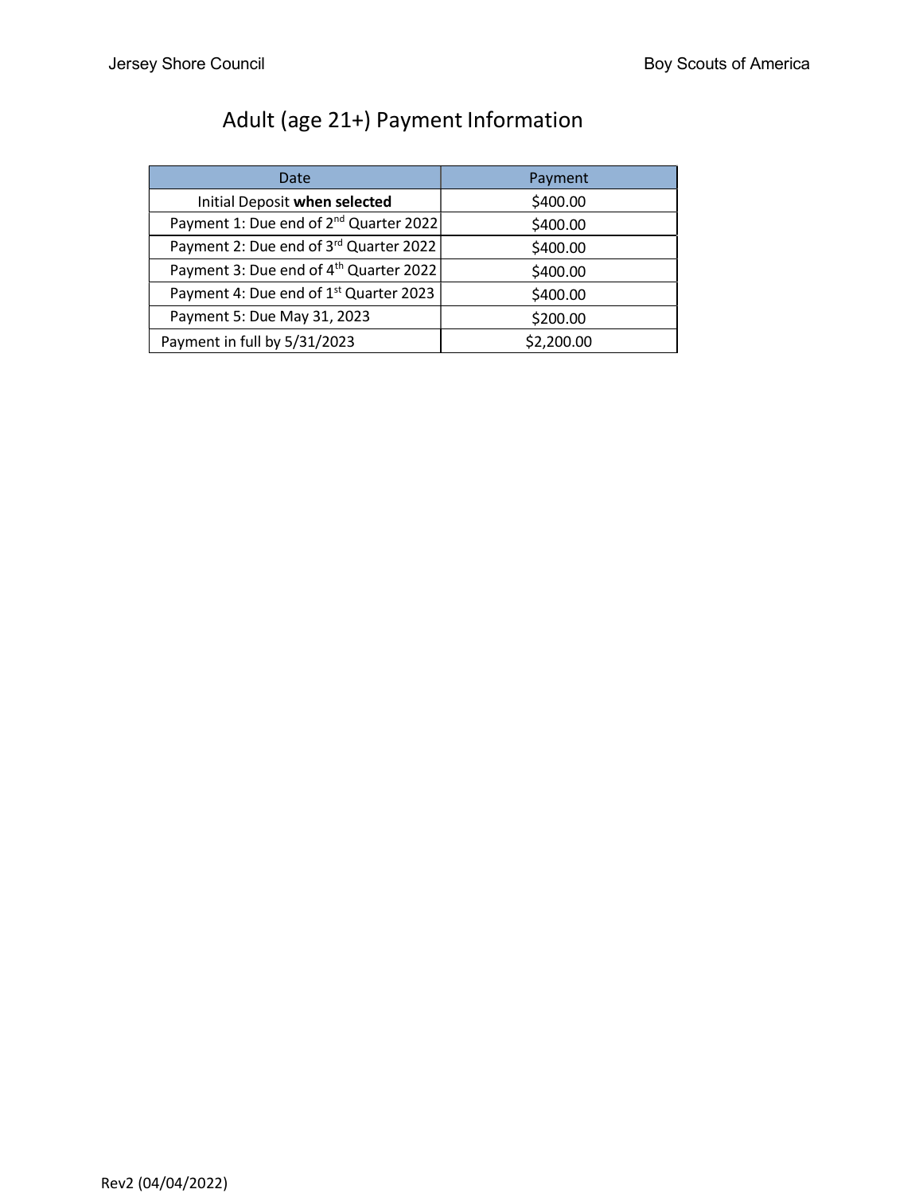# Adult (age 21+) Payment Information

| Date | Payment |
|---|---|
| Initial Deposit **when selected** | $400.00 |
| Payment 1: Due end of 2nd Quarter 2022 | $400.00 |
| Payment 2: Due end of 3rd Quarter 2022 | $400.00 |
| Payment 3: Due end of 4th Quarter 2022 | $400.00 |
| Payment 4: Due end of 1st Quarter 2023 | $400.00 |
| Payment 5: Due May 31, 2023 | $200.00 |
| Payment in full by 5/31/2023 | $2,200.00 |